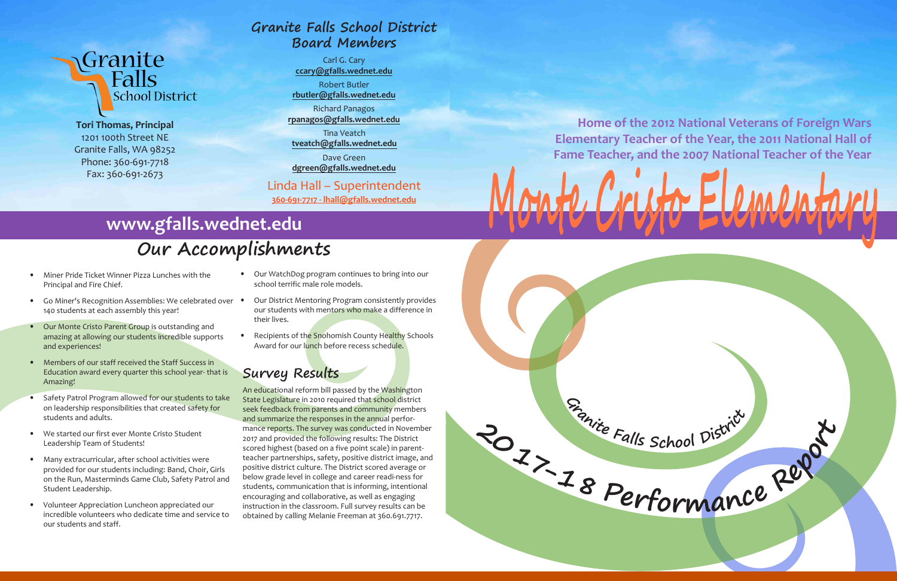Granite Falls School District

**Tori Thomas, Principal**
1201 100th Street NE
Granite Falls, WA 98252
Phone: 360-691-7718
Fax: 360-691-2673

## Granite Falls School District Board Members

Carl G. Cary
**ccary@gfalls.wednet.edu**

Robert Butler
**rbutler@gfalls.wednet.edu**

Richard Panagos
**rpanagos@gfalls.wednet.edu**

Tina Veatch
**tveatch@gfalls.wednet.edu**

Dave Green
**dgreen@gfalls.wednet.edu**

Linda Hall – Superintendent
**360-691-7717 - lhall@gfalls.wednet.edu**

## www.gfalls.wednet.edu

## Our Accomplishments

- Miner Pride Ticket Winner Pizza Lunches with the Principal and Fire Chief.
- Go Miner's Recognition Assemblies: We celebrated over 140 students at each assembly this year!
- Our Monte Cristo Parent Group is outstanding and amazing at allowing our students incredible supports and experiences!
- Members of our staff received the Staff Success in Education award every quarter this school year- that is Amazing!
- Safety Patrol Program allowed for our students to take on leadership responsibilities that created safety for students and adults.
- We started our first ever Monte Cristo Student Leadership Team of Students!
- Many extracurricular, after school activities were provided for our students including: Band, Choir, Girls on the Run, Masterminds Game Club, Safety Patrol and Student Leadership.
- Volunteer Appreciation Luncheon appreciated our incredible volunteers who dedicate time and service to our students and staff.
- Our WatchDog program continues to bring into our school terrific male role models.
- Our District Mentoring Program consistently provides our students with mentors who make a difference in their lives.
- Recipients of the Snohomish County Healthy Schools Award for our lunch before recess schedule.

## Survey Results

An educational reform bill passed by the Washington State Legislature in 2010 required that school district seek feedback from parents and community members and summarize the responses in the annual performance reports. The survey was conducted in November 2017 and provided the following results: The District scored highest (based on a five point scale) in parent-teacher partnerships, safety, positive district image, and positive district culture. The District scored average or below grade level in college and career readi-ness for students, communication that is informing, intentional encouraging and collaborative, as well as engaging instruction in the classroom. Full survey results can be obtained by calling Melanie Freeman at 360.691.7717.

**Home of the 2012 National Veterans of Foreign Wars Elementary Teacher of the Year, the 2011 National Hall of Fame Teacher, and the 2007 National Teacher of the Year**

# Monte Cristo Elementary

Granite Falls School District

2017-18 Performance Report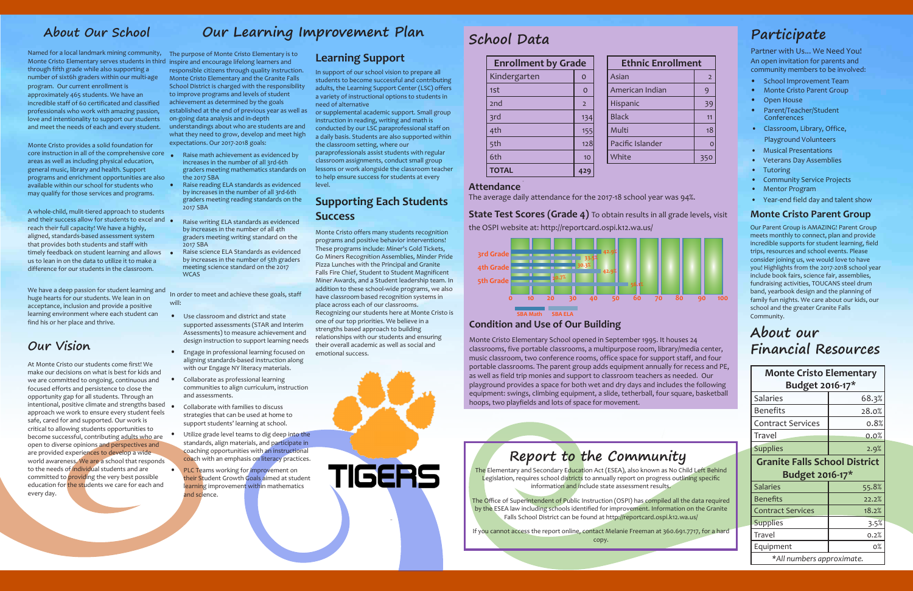## About Our School

Named for a local landmark mining community, Monte Cristo Elementary serves students in third through fifth grade while also supporting a number of sixth graders within our multi-age program. Our current enrollment is approximately 465 students. We have an incredible staff of 60 certificated and classified professionals who work with amazing passion, love and intentionality to support our students and meet the needs of each and every student.

Monte Cristo provides a solid foundation for core instruction in all of the comprehensive core areas as well as including physical education, general music, library and health. Support programs and enrichment opportunities are also available within our school for students who may qualify for those services and programs.

A whole-child, mulit-tiered approach to students and their success allow for students to excel and reach their full capability! We have a highly, aligned, standards-based assessment system that provides both students and staff with timely feedback on student learning and allows us to lean in on the data to utilize it to make a difference for our students in the classroom.

We have a deep passion for student learning and huge hearts for our students. We lean in on acceptance, inclusion and provide a positive learning environment where each student can find his or her place and thrive.

## Our Vision

At Monte Cristo our students come first! We make our decisions on what is best for kids and we are committed to ongoing, continuous and focused efforts and persistence to close the opportunity gap for all students. Through an intentional, positive climate and strengths based approach we work to ensure every student feels safe, cared for and supported. Our work is critical to allowing students opportunities to become successful, contributing adults who are open to diverse opinions and perspectives and are provided experiences to develop a wide world awareness. We are a school that responds to the needs of individual students and are committed to providing the very best possible education for the students we care for each and every day.

## Our Learning Improvement Plan

The purpose of Monte Cristo Elementary is to inspire and encourage lifelong learners and responsible citizens through quality instruction. Monte Cristo Elementary and the Granite Falls School District is charged with the responsibility to improve programs and levels of student achievement as determined by the goals established at the end of previous year as well as on-going data analysis and in-depth understandings about who are students are and what they need to grow, develop and meet high expectations. Our 2017-2018 goals:

- Raise math achievement as evidenced by increases in the number of all 3rd-6th graders meeting mathematics standards on the 2017 SBA
- Raise reading ELA standards as evidenced by increases in the number of all 3rd-6th graders meeting reading standards on the 2017 SBA
- Raise writing ELA standards as evidenced by increases in the number of all 4th graders meeting writing standard on the 2017 SBA
- Raise science ELA Standards as evidenced by increases in the number of 5th graders meeting science standard on the 2017 WCAS

In order to meet and achieve these goals, staff will:

- Use classroom and district and state supported assessments (STAR and Interim Assessments) to measure achievement and design instruction to support learning needs
- Engage in professional learning focused on aligning standards-based instruction along with our Engage NY literacy materials.
- Collaborate as professional learning communities to align curriculum, instruction and assessments.
- Collaborate with families to discuss strategies that can be used at home to support students' learning at school.
- Utilize grade level teams to dig deep into the standards, align materials, and participate in coaching opportunities with an instructional coach with an emphasis on literacy practices.
- PLC Teams working for improvement on their Student Growth Goals aimed at student learning improvement within mathematics and science.

### Learning Support

In support of our school vision to prepare all students to become successful and contributing adults, the Learning Support Center (LSC) offers a variety of instructional options to students in need of alternative or supplemental academic support. Small group instruction in reading, writing and math is conducted by our LSC paraprofessional staff on a daily basis. Students are also supported within the classroom setting, where our paraprofessionals assist students with regular classroom assignments, conduct small group lessons or work alongside the classroom teacher to help ensure success for students at every level.

### Supporting Each Students Success

Monte Cristo offers many students recognition programs and positive behavior interventions! These programs include: Miner's Gold Tickets, Go Miners Recognition Assemblies, Minder Pride Pizza Lunches with the Principal and Granite Falls Fire Chief, Student to Student Magnificent Miner Awards, and a Student leadership team. In addition to these school-wide programs, we also have classroom based recognition systems in place across each of our classrooms. Recognizing our students here at Monte Cristo is one of our top priorities. We believe in a strengths based approach to building relationships with our students and ensuring their overall academic as well as social and emotional success.

TIGERS

## School Data

| Enrollment by Grade | |
|---|---|
| Kindergarten | 0 |
| 1st | 0 |
| 2nd | 2 |
| 3rd | 134 |
| 4th | 155 |
| 5th | 128 |
| 6th | 10 |
| **TOTAL** | **429** |

| Ethnic Enrollment | |
|---|---|
| Asian | 2 |
| American Indian | 9 |
| Hispanic | 39 |
| Black | 11 |
| Multi | 18 |
| Pacific Islander | 0 |
| White | 350 |

### Attendance

The average daily attendance for the 2017-18 school year was 94%.

### State Test Scores (Grade 4)

To obtain results in all grade levels, visit the OSPI website at: http://reportcard.ospi.k12.wa.us/

3rd Grade
4th Grade
5th Grade
42.9%
33.3%
30.3%
42.9%
20.7%
56.6%
0 10 20 30 40 50 60 70 80 90 100
SBA Math SBA ELA

### Condition and Use of Our Building

Monte Cristo Elementary School opened in September 1995. It houses 24 classrooms, five portable classrooms, a multipurpose room, library/media center, music classroom, two conference rooms, office space for support staff, and four portable classrooms. The parent group adds equipment annually for recess and PE, as well as field trip monies and support to classroom teachers as needed. Our playground provides a space for both wet and dry days and includes the following equipment: swings, climbing equipment, a slide, tetherball, four square, basketball hoops, two playfields and lots of space for movement.

## Report to the Community

The Elementary and Secondary Education Act (ESEA), also known as No Child Left Behind Legislation, requires school districts to annually report on progress outlining specific information and include state assessment results.

The Office of Superintendent of Public Instruction (OSPI) has compiled all the data required by the ESEA law including schools identified for improvement. Information on the Granite Falls School District can be found at http://reportcard.ospi.k12.wa.us/

If you cannot access the report online, contact Melanie Freeman at 360.691.7717, for a hard copy.

## Participate

Partner with Us... We Need You! An open invitation for parents and community members to be involved:

- School Improvement Team
- Monte Cristo Parent Group
- Open House
- Parent/Teacher/Student Conferences
- Classroom, Library, Office, Playground Volunteers
- Musical Presentations
- Veterans Day Assemblies
- Tutoring
- Community Service Projects
- Mentor Program
- Year-end field day and talent show

### Monte Cristo Parent Group

Our Parent Group is AMAZING! Parent Group meets monthly to connect, plan and provide incredible supports for student learning, field trips, resources and school events. Please consider joining us, we would love to have you! Highlights from the 2017-2018 school year include book fairs, science fair, assemblies, fundraising activities, TOUCANS steel drum band, yearbook design and the planning of family fun nights. We care about our kids, our school and the greater Granite Falls Community.

## About our Financial Resources

| Monte Cristo Elementary Budget 2016-17* | |
|---|---|
| Salaries | 68.3% |
| Benefits | 28.0% |
| Contract Services | 0.8% |
| Travel | 0.0% |
| Supplies | 2.9% |
| **Granite Falls School District Budget 2016-17*** | |
| Salaries | 55.8% |
| Benefits | 22.2% |
| Contract Services | 18.2% |
| Supplies | 3.5% |
| Travel | 0.2% |
| Equipment | 0% |

*\*All numbers approximate.*